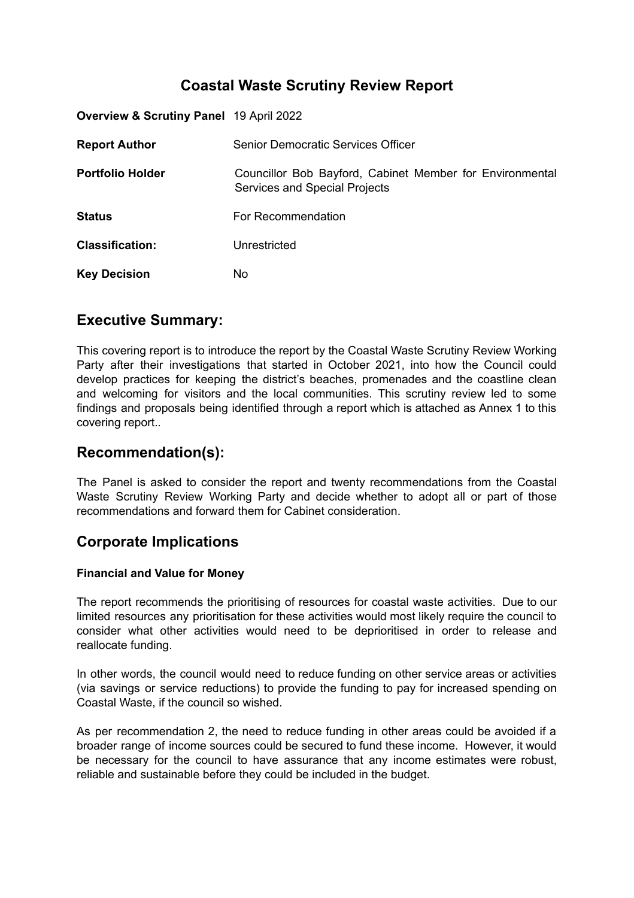# Coastal Waste Scrutiny Review Report

| | |
|---|---|
| **Overview & Scrutiny Panel** | 19 April 2022 |
| **Report Author** | Senior Democratic Services Officer |
| **Portfolio Holder** | Councillor Bob Bayford, Cabinet Member for Environmental Services and Special Projects |
| **Status** | For Recommendation |
| **Classification:** | Unrestricted |
| **Key Decision** | No |

## Executive Summary:

This covering report is to introduce the report by the Coastal Waste Scrutiny Review Working Party after their investigations that started in October 2021, into how the Council could develop practices for keeping the district's beaches, promenades and the coastline clean and welcoming for visitors and the local communities. This scrutiny review led to some findings and proposals being identified through a report which is attached as Annex 1 to this covering report..

## Recommendation(s):

The Panel is asked to consider the report and twenty recommendations from the Coastal Waste Scrutiny Review Working Party and decide whether to adopt all or part of those recommendations and forward them for Cabinet consideration.

## Corporate Implications

### Financial and Value for Money

The report recommends the prioritising of resources for coastal waste activities. Due to our limited resources any prioritisation for these activities would most likely require the council to consider what other activities would need to be deprioritised in order to release and reallocate funding.

In other words, the council would need to reduce funding on other service areas or activities (via savings or service reductions) to provide the funding to pay for increased spending on Coastal Waste, if the council so wished.

As per recommendation 2, the need to reduce funding in other areas could be avoided if a broader range of income sources could be secured to fund these income. However, it would be necessary for the council to have assurance that any income estimates were robust, reliable and sustainable before they could be included in the budget.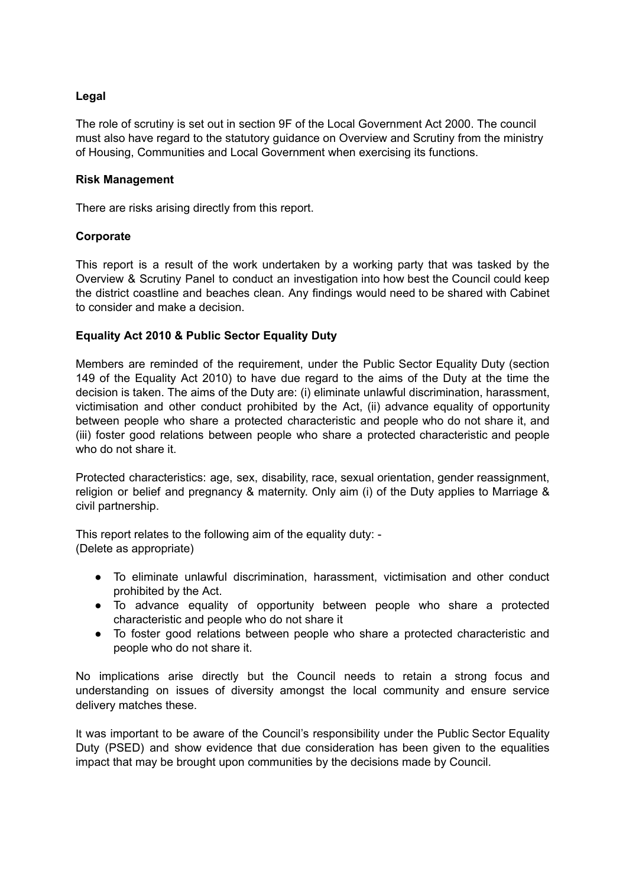**Legal**

The role of scrutiny is set out in section 9F of the Local Government Act 2000. The council must also have regard to the statutory guidance on Overview and Scrutiny from the ministry of Housing, Communities and Local Government when exercising its functions.

**Risk Management**

There are risks arising directly from this report.

**Corporate**

This report is a result of the work undertaken by a working party that was tasked by the Overview & Scrutiny Panel to conduct an investigation into how best the Council could keep the district coastline and beaches clean. Any findings would need to be shared with Cabinet to consider and make a decision.

**Equality Act 2010 & Public Sector Equality Duty**

Members are reminded of the requirement, under the Public Sector Equality Duty (section 149 of the Equality Act 2010) to have due regard to the aims of the Duty at the time the decision is taken. The aims of the Duty are: (i) eliminate unlawful discrimination, harassment, victimisation and other conduct prohibited by the Act, (ii) advance equality of opportunity between people who share a protected characteristic and people who do not share it, and (iii) foster good relations between people who share a protected characteristic and people who do not share it.

Protected characteristics: age, sex, disability, race, sexual orientation, gender reassignment, religion or belief and pregnancy & maternity. Only aim (i) of the Duty applies to Marriage & civil partnership.

This report relates to the following aim of the equality duty: -
(Delete as appropriate)

- To eliminate unlawful discrimination, harassment, victimisation and other conduct prohibited by the Act.
- To advance equality of opportunity between people who share a protected characteristic and people who do not share it
- To foster good relations between people who share a protected characteristic and people who do not share it.

No implications arise directly but the Council needs to retain a strong focus and understanding on issues of diversity amongst the local community and ensure service delivery matches these.

It was important to be aware of the Council's responsibility under the Public Sector Equality Duty (PSED) and show evidence that due consideration has been given to the equalities impact that may be brought upon communities by the decisions made by Council.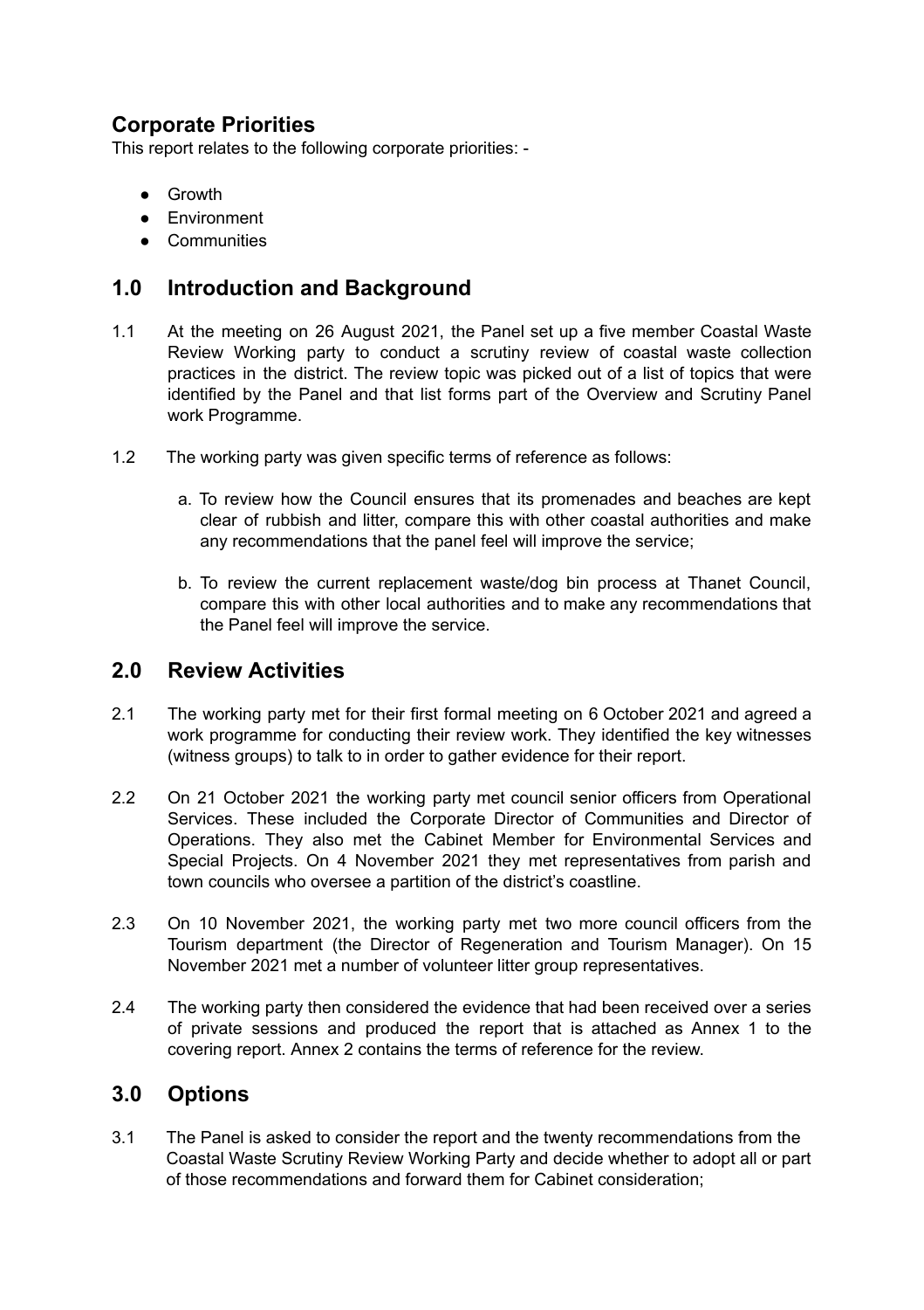## Corporate Priorities

This report relates to the following corporate priorities: -

- Growth
- Environment
- Communities

## 1.0 Introduction and Background

1.1 At the meeting on 26 August 2021, the Panel set up a five member Coastal Waste Review Working party to conduct a scrutiny review of coastal waste collection practices in the district. The review topic was picked out of a list of topics that were identified by the Panel and that list forms part of the Overview and Scrutiny Panel work Programme.

1.2 The working party was given specific terms of reference as follows:

a. To review how the Council ensures that its promenades and beaches are kept clear of rubbish and litter, compare this with other coastal authorities and make any recommendations that the panel feel will improve the service;

b. To review the current replacement waste/dog bin process at Thanet Council, compare this with other local authorities and to make any recommendations that the Panel feel will improve the service.

## 2.0 Review Activities

2.1 The working party met for their first formal meeting on 6 October 2021 and agreed a work programme for conducting their review work. They identified the key witnesses (witness groups) to talk to in order to gather evidence for their report.

2.2 On 21 October 2021 the working party met council senior officers from Operational Services. These included the Corporate Director of Communities and Director of Operations. They also met the Cabinet Member for Environmental Services and Special Projects. On 4 November 2021 they met representatives from parish and town councils who oversee a partition of the district's coastline.

2.3 On 10 November 2021, the working party met two more council officers from the Tourism department (the Director of Regeneration and Tourism Manager). On 15 November 2021 met a number of volunteer litter group representatives.

2.4 The working party then considered the evidence that had been received over a series of private sessions and produced the report that is attached as Annex 1 to the covering report. Annex 2 contains the terms of reference for the review.

## 3.0 Options

3.1 The Panel is asked to consider the report and the twenty recommendations from the Coastal Waste Scrutiny Review Working Party and decide whether to adopt all or part of those recommendations and forward them for Cabinet consideration;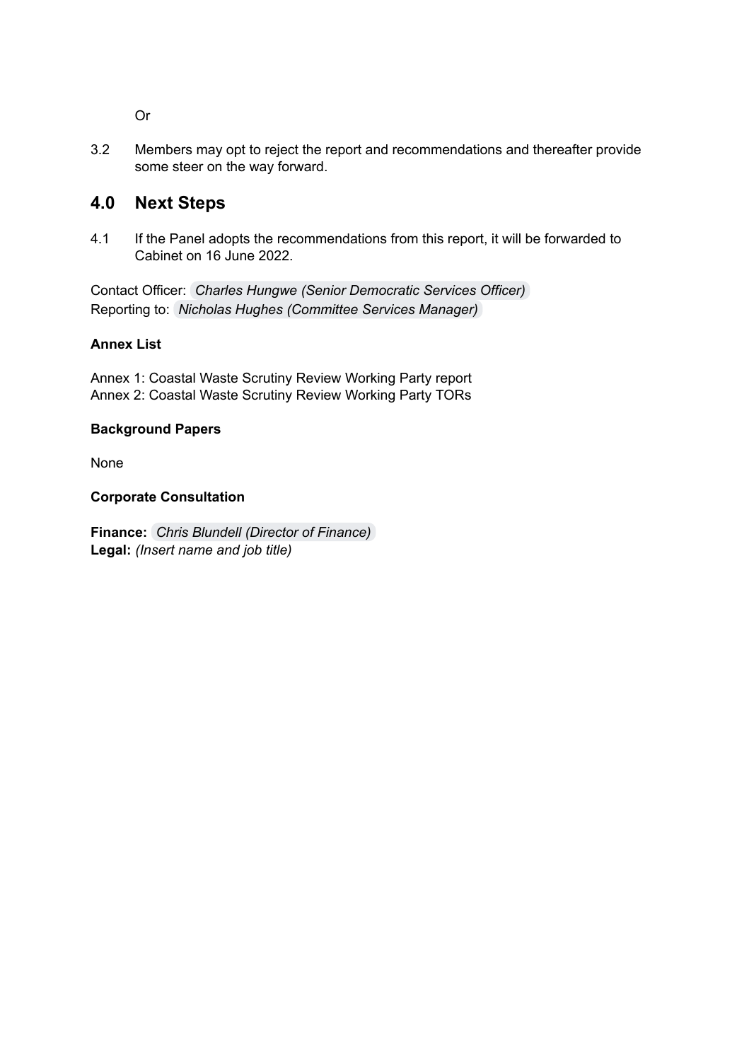Or

3.2 Members may opt to reject the report and recommendations and thereafter provide some steer on the way forward.

## 4.0 Next Steps

4.1 If the Panel adopts the recommendations from this report, it will be forwarded to Cabinet on 16 June 2022.

Contact Officer: *Charles Hungwe (Senior Democratic Services Officer)*
Reporting to: *Nicholas Hughes (Committee Services Manager)*

**Annex List**

Annex 1: Coastal Waste Scrutiny Review Working Party report
Annex 2: Coastal Waste Scrutiny Review Working Party TORs

**Background Papers**

None

**Corporate Consultation**

**Finance:** *Chris Blundell (Director of Finance)*
**Legal:** *(Insert name and job title)*